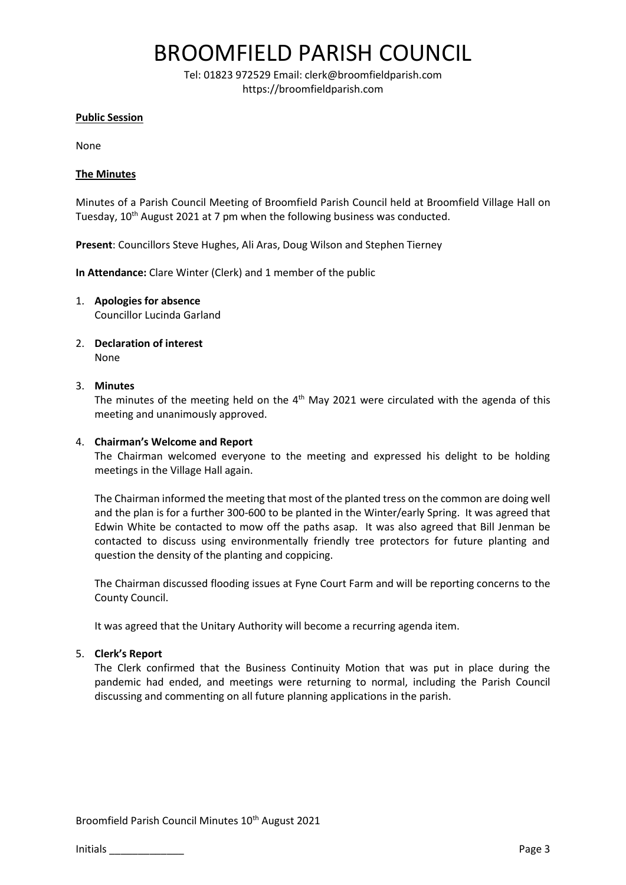# BROOMFIELD PARISH COUNCIL

Tel: 01823 972529 Email: clerk@broomfieldparish.com
https://broomfieldparish.com

**Public Session**

None

**The Minutes**

Minutes of a Parish Council Meeting of Broomfield Parish Council held at Broomfield Village Hall on Tuesday, 10th August 2021 at 7 pm when the following business was conducted.

**Present**: Councillors Steve Hughes, Ali Aras, Doug Wilson and Stephen Tierney

**In Attendance:** Clare Winter (Clerk) and 1 member of the public

1. **Apologies for absence**
   Councillor Lucinda Garland

2. **Declaration of interest**
   None

3. **Minutes**
   The minutes of the meeting held on the 4th May 2021 were circulated with the agenda of this meeting and unanimously approved.

4. **Chairman's Welcome and Report**
   The Chairman welcomed everyone to the meeting and expressed his delight to be holding meetings in the Village Hall again.

   The Chairman informed the meeting that most of the planted tress on the common are doing well and the plan is for a further 300-600 to be planted in the Winter/early Spring. It was agreed that Edwin White be contacted to mow off the paths asap. It was also agreed that Bill Jenman be contacted to discuss using environmentally friendly tree protectors for future planting and question the density of the planting and coppicing.

   The Chairman discussed flooding issues at Fyne Court Farm and will be reporting concerns to the County Council.

   It was agreed that the Unitary Authority will become a recurring agenda item.

5. **Clerk's Report**
   The Clerk confirmed that the Business Continuity Motion that was put in place during the pandemic had ended, and meetings were returning to normal, including the Parish Council discussing and commenting on all future planning applications in the parish.

Broomfield Parish Council Minutes 10th August 2021

Initials _____________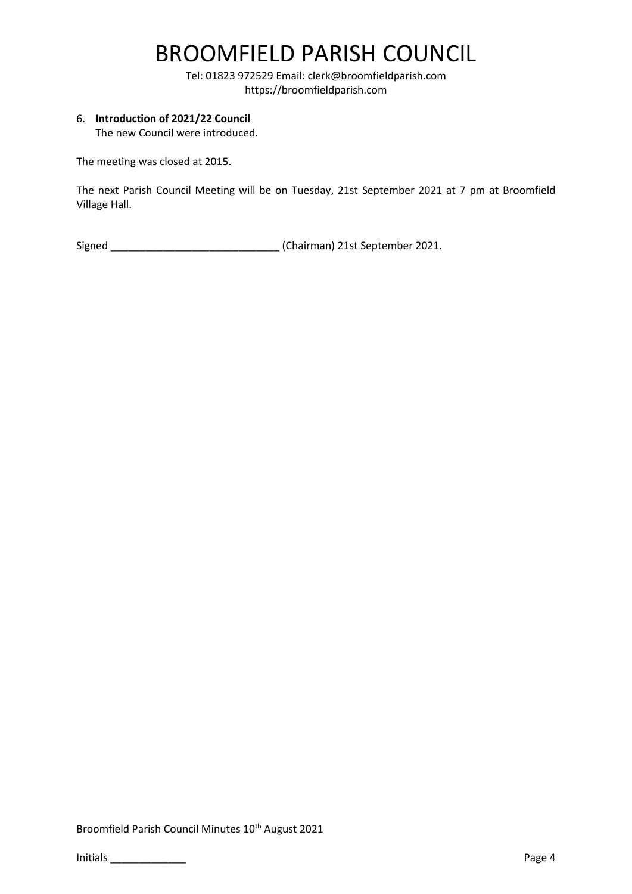6. **Introduction of 2021/22 Council**
   The new Council were introduced.

The meeting was closed at 2015.

The next Parish Council Meeting will be on Tuesday, 21st September 2021 at 7 pm at Broomfield Village Hall.

Signed _____________________________ (Chairman) 21st September 2021.